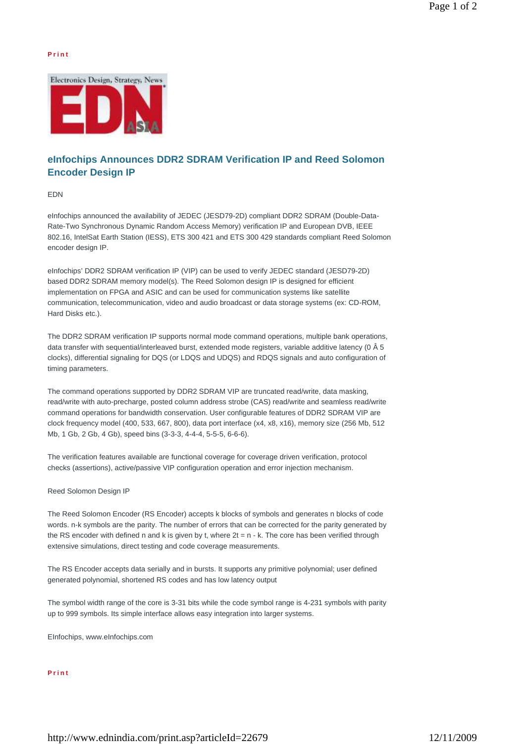Print

# eInfochips Announces DDR2 SDRAM Verification IP and Reed Solomon Encoder Design IP

EDN

eInfochips announced the availability of JEDEC (JESD79-2D) compliant DDR2 SDRAM (Double-Data-Rate-Two Synchronous Dynamic Random Access Memory) verification IP and European DVB, IEEE 802.16, IntelSat Earth Station (IESS), ETS 300 421 and ETS 300 429 standards compliant Reed Solomon encoder design IP.

eInfochips' DDR2 SDRAM verification IP (VIP) can be used to verify JEDEC standard (JESD79-2D) based DDR2 SDRAM memory model(s). The Reed Solomon design IP is designed for efficient implementation on FPGA and ASIC and can be used for communication systems like satellite communication, telecommunication, video and audio broadcast or data storage systems (ex: CD-ROM, Hard Disks etc.).

The DDR2 SDRAM verification IP supports normal mode command operations, multiple bank operations, data transfer with sequential/interleaved burst, extended mode registers, variable additive latency (0 Â 5 clocks), differential signaling for DQS (or LDQS and UDQS) and RDQS signals and auto configuration of timing parameters.

The command operations supported by DDR2 SDRAM VIP are truncated read/write, data masking, read/write with auto-precharge, posted column address strobe (CAS) read/write and seamless read/write command operations for bandwidth conservation. User configurable features of DDR2 SDRAM VIP are clock frequency model (400, 533, 667, 800), data port interface (x4, x8, x16), memory size (256 Mb, 512 Mb, 1 Gb, 2 Gb, 4 Gb), speed bins (3-3-3, 4-4-4, 5-5-5, 6-6-6).

The verification features available are functional coverage for coverage driven verification, protocol checks (assertions), active/passive VIP configuration operation and error injection mechanism.

Reed Solomon Design IP

The Reed Solomon Encoder (RS Encoder) accepts k blocks of symbols and generates n blocks of code words. n-k symbols are the parity. The number of errors that can be corrected for the parity generated by the RS encoder with defined n and k is given by t, where $2t = n - k$. The core has been verified through extensive simulations, direct testing and code coverage measurements.

The RS Encoder accepts data serially and in bursts. It supports any primitive polynomial; user defined generated polynomial, shortened RS codes and has low latency output

The symbol width range of the core is 3-31 bits while the code symbol range is 4-231 symbols with parity up to 999 symbols. Its simple interface allows easy integration into larger systems.

EInfochips, www.eInfochips.com

Print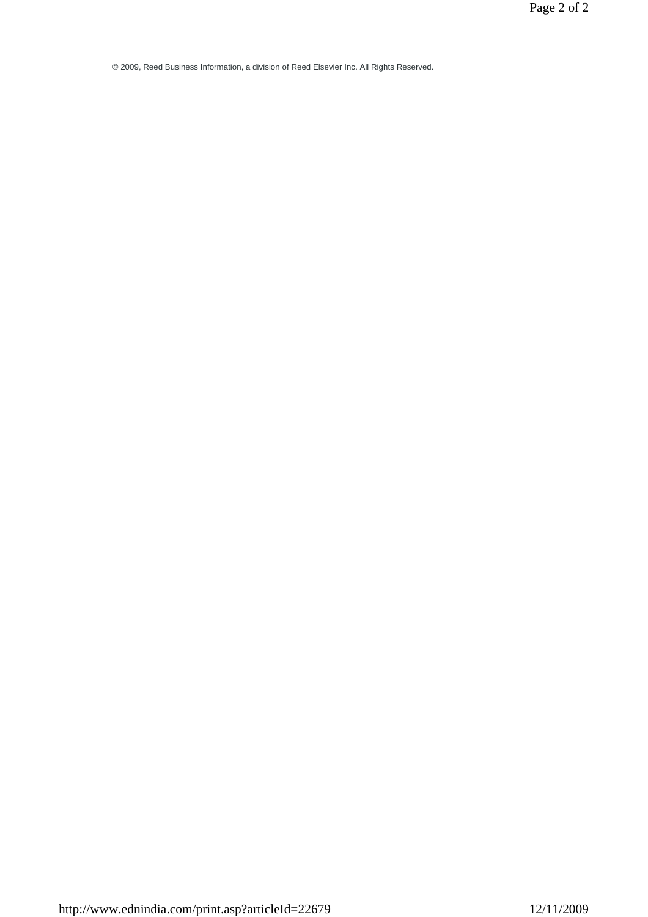© 2009, Reed Business Information, a division of Reed Elsevier Inc. All Rights Reserved.